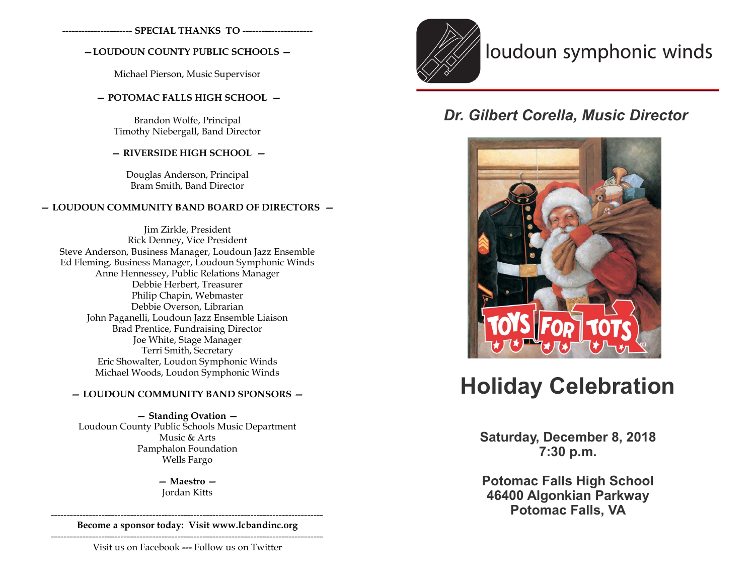---------------------- SPECIAL THANKS TO ----------------------

**— LOUDOUN COUNTY PUBLIC SCHOOLS —**

Michael Pierson, Music Supervisor

**— POTOMAC FALLS HIGH SCHOOL —**

Brandon Wolfe, Principal
Timothy Niebergall, Band Director

**— RIVERSIDE HIGH SCHOOL —**

Douglas Anderson, Principal
Bram Smith, Band Director

**— LOUDOUN COMMUNITY BAND BOARD OF DIRECTORS —**

Jim Zirkle, President
Rick Denney, Vice President
Steve Anderson, Business Manager, Loudoun Jazz Ensemble
Ed Fleming, Business Manager, Loudoun Symphonic Winds
Anne Hennessey, Public Relations Manager
Debbie Herbert, Treasurer
Philip Chapin, Webmaster
Debbie Overson, Librarian
John Paganelli, Loudoun Jazz Ensemble Liaison
Brad Prentice, Fundraising Director
Joe White, Stage Manager
Terri Smith, Secretary
Eric Showalter, Loudon Symphonic Winds
Michael Woods, Loudon Symphonic Winds

**— LOUDOUN COMMUNITY BAND SPONSORS —**

**— Standing Ovation —**
Loudoun County Public Schools Music Department
Music & Arts
Pamphalon Foundation
Wells Fargo

**— Maestro —**
Jordan Kitts

---

**Become a sponsor today: Visit www.lcbandinc.org**

---

Visit us on Facebook --- Follow us on Twitter

# loudoun symphonic winds

***Dr. Gilbert Corella, Music Director***

TOYS FOR TOTS

# Holiday Celebration

**Saturday, December 8, 2018**
**7:30 p.m.**

**Potomac Falls High School**
**46400 Algonkian Parkway**
**Potomac Falls, VA**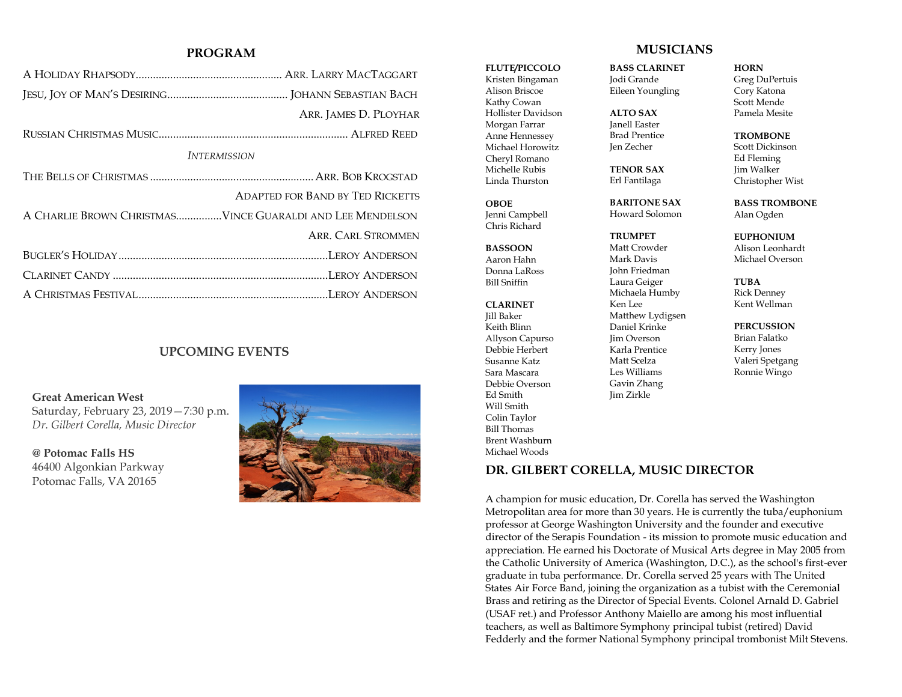## PROGRAM

A Holiday Rhapsody .......... Arr. Larry MacTaggart

Jesu, Joy of Man's Desiring .......... Johann Sebastian Bach
Arr. James D. Ployhar

Russian Christmas Music .......... Alfred Reed

*Intermission*

The Bells of Christmas .......... Arr. Bob Krogstad
Adapted for Band by Ted Ricketts

A Charlie Brown Christmas .......... Vince Guaraldi and Lee Mendelson
Arr. Carl Strommen

Bugler's Holiday .......... Leroy Anderson

Clarinet Candy .......... Leroy Anderson

A Christmas Festival .......... Leroy Anderson

## UPCOMING EVENTS

**Great American West**
Saturday, February 23, 2019—7:30 p.m.
*Dr. Gilbert Corella, Music Director*

**@ Potomac Falls HS**
46400 Algonkian Parkway
Potomac Falls, VA 20165

## MUSICIANS

**FLUTE/PICCOLO**
Kristen Bingaman
Alison Briscoe
Kathy Cowan
Hollister Davidson
Morgan Farrar
Anne Hennessey
Michael Horowitz
Cheryl Romano
Michelle Rubis
Linda Thurston

**OBOE**
Jenni Campbell
Chris Richard

**BASSOON**
Aaron Hahn
Donna LaRoss
Bill Sniffin

**CLARINET**
Jill Baker
Keith Blinn
Allyson Capurso
Debbie Herbert
Susanne Katz
Sara Mascara
Debbie Overson
Ed Smith
Will Smith
Colin Taylor
Bill Thomas
Brent Washburn
Michael Woods

**BASS CLARINET**
Jodi Grande
Eileen Youngling

**ALTO SAX**
Janell Easter
Brad Prentice
Jen Zecher

**TENOR SAX**
Erl Fantilaga

**BARITONE SAX**
Howard Solomon

**TRUMPET**
Matt Crowder
Mark Davis
John Friedman
Laura Geiger
Michaela Humby
Ken Lee
Matthew Lydigsen
Daniel Krinke
Jim Overson
Karla Prentice
Matt Scelza
Les Williams
Gavin Zhang
Jim Zirkle

**HORN**
Greg DuPertuis
Cory Katona
Scott Mende
Pamela Mesite

**TROMBONE**
Scott Dickinson
Ed Fleming
Jim Walker
Christopher Wist

**BASS TROMBONE**
Alan Ogden

**EUPHONIUM**
Alison Leonhardt
Michael Overson

**TUBA**
Rick Denney
Kent Wellman

**PERCUSSION**
Brian Falatko
Kerry Jones
Valeri Spetgang
Ronnie Wingo

## DR. GILBERT CORELLA, MUSIC DIRECTOR

A champion for music education, Dr. Corella has served the Washington Metropolitan area for more than 30 years. He is currently the tuba/euphonium professor at George Washington University and the founder and executive director of the Serapis Foundation - its mission to promote music education and appreciation. He earned his Doctorate of Musical Arts degree in May 2005 from the Catholic University of America (Washington, D.C.), as the school's first-ever graduate in tuba performance. Dr. Corella served 25 years with The United States Air Force Band, joining the organization as a tubist with the Ceremonial Brass and retiring as the Director of Special Events. Colonel Arnald D. Gabriel (USAF ret.) and Professor Anthony Maiello are among his most influential teachers, as well as Baltimore Symphony principal tubist (retired) David Fedderly and the former National Symphony principal trombonist Milt Stevens.